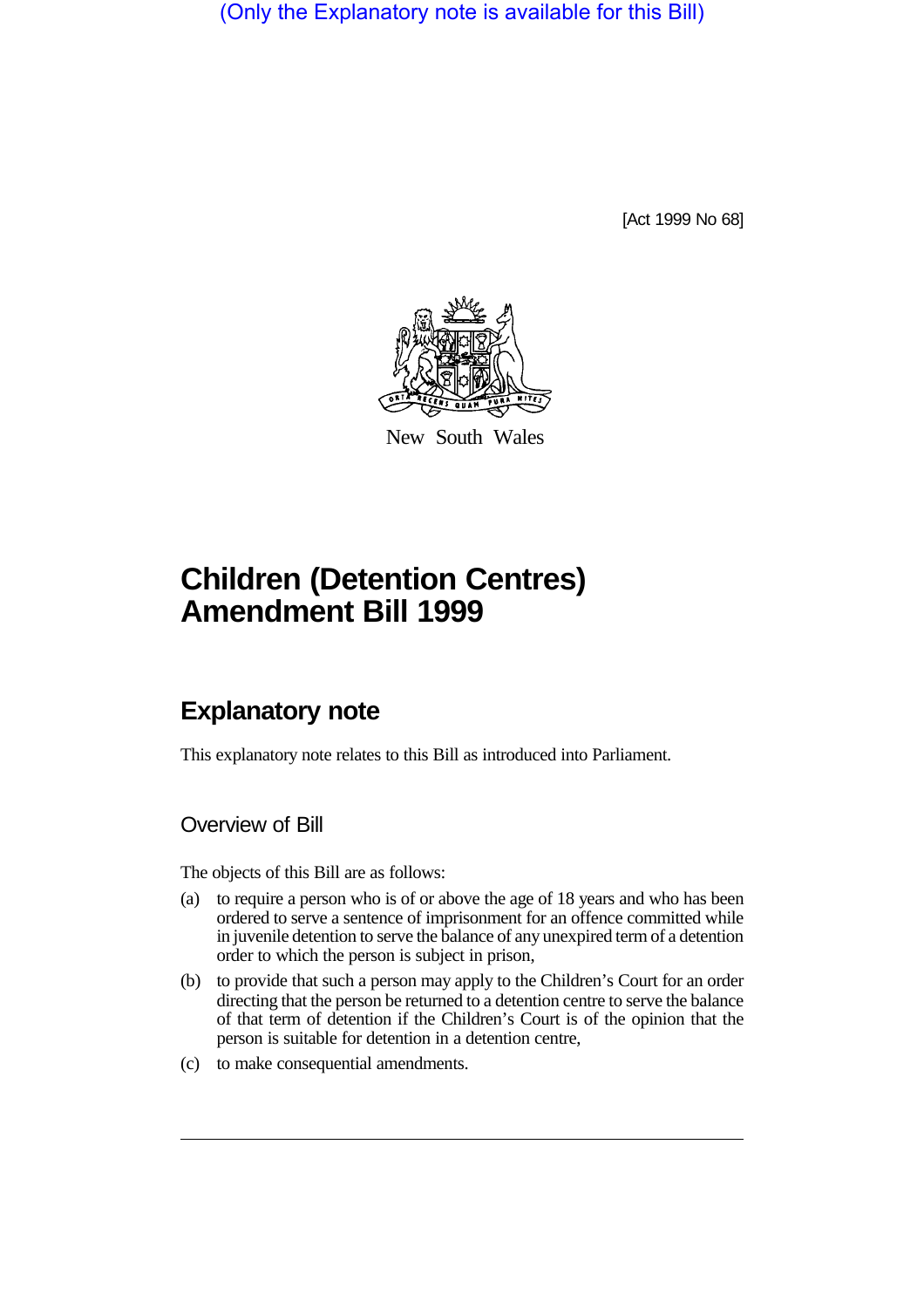(Only the Explanatory note is available for this Bill)

[Act 1999 No 68]

New South Wales

# Children (Detention Centres) Amendment Bill 1999

## Explanatory note

This explanatory note relates to this Bill as introduced into Parliament.

### Overview of Bill

The objects of this Bill are as follows:

(a) to require a person who is of or above the age of 18 years and who has been ordered to serve a sentence of imprisonment for an offence committed while in juvenile detention to serve the balance of any unexpired term of a detention order to which the person is subject in prison,

(b) to provide that such a person may apply to the Children's Court for an order directing that the person be returned to a detention centre to serve the balance of that term of detention if the Children's Court is of the opinion that the person is suitable for detention in a detention centre,

(c) to make consequential amendments.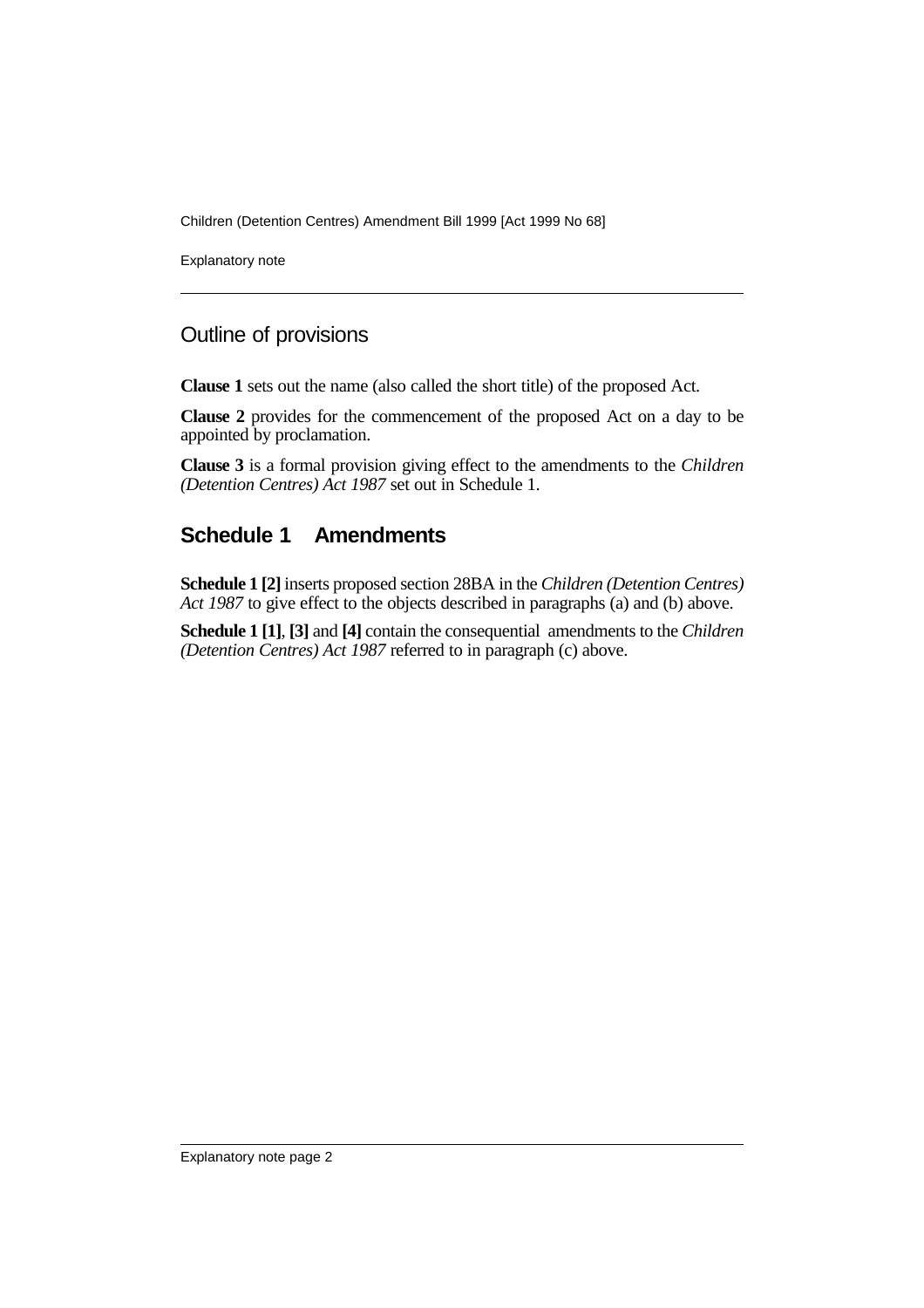## Outline of provisions

**Clause 1** sets out the name (also called the short title) of the proposed Act.

**Clause 2** provides for the commencement of the proposed Act on a day to be appointed by proclamation.

**Clause 3** is a formal provision giving effect to the amendments to the *Children (Detention Centres) Act 1987* set out in Schedule 1.

## Schedule 1 Amendments

**Schedule 1 [2]** inserts proposed section 28BA in the *Children (Detention Centres) Act 1987* to give effect to the objects described in paragraphs (a) and (b) above.

**Schedule 1 [1]**, **[3]** and **[4]** contain the consequential amendments to the *Children (Detention Centres) Act 1987* referred to in paragraph (c) above.